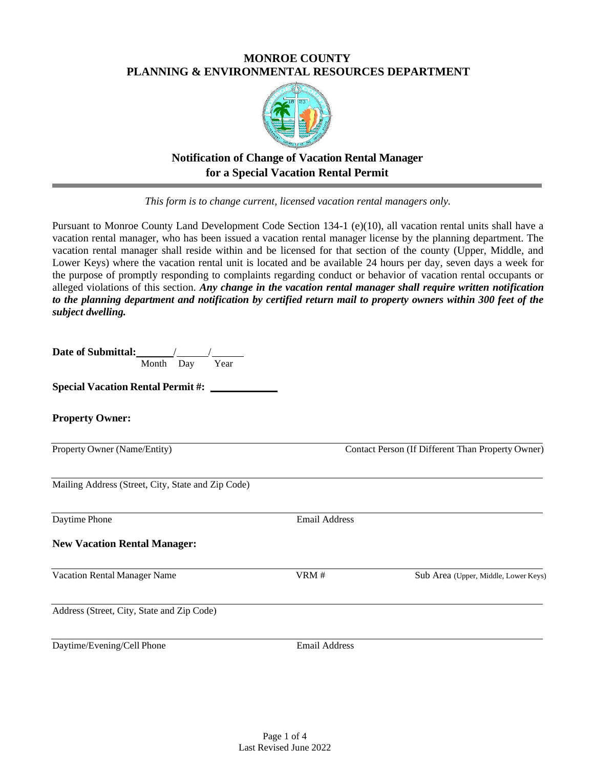# MONROE COUNTY
# PLANNING & ENVIRONMENTAL RESOURCES DEPARTMENT

## Notification of Change of Vacation Rental Manager for a Special Vacation Rental Permit

*This form is to change current, licensed vacation rental managers only.*

Pursuant to Monroe County Land Development Code Section 134-1 (e)(10), all vacation rental units shall have a vacation rental manager, who has been issued a vacation rental manager license by the planning department. The vacation rental manager shall reside within and be licensed for that section of the county (Upper, Middle, and Lower Keys) where the vacation rental unit is located and be available 24 hours per day, seven days a week for the purpose of promptly responding to complaints regarding conduct or behavior of vacation rental occupants or alleged violations of this section. ***Any change in the vacation rental manager shall require written notification to the planning department and notification by certified return mail to property owners within 300 feet of the subject dwelling.***

**Date of Submittal:** _______/______/______
Month Day Year

**Special Vacation Rental Permit #:** ____________

**Property Owner:**

______________________________________________________________________

Property Owner (Name/Entity) Contact Person (If Different Than Property Owner)

______________________________________________________________________

Mailing Address (Street, City, State and Zip Code)

______________________________________________________________________

Daytime Phone Email Address

**New Vacation Rental Manager:**

______________________________________________________________________

Vacation Rental Manager Name VRM # Sub Area (Upper, Middle, Lower Keys)

______________________________________________________________________

Address (Street, City, State and Zip Code)

______________________________________________________________________

Daytime/Evening/Cell Phone Email Address

Last Revised June 2022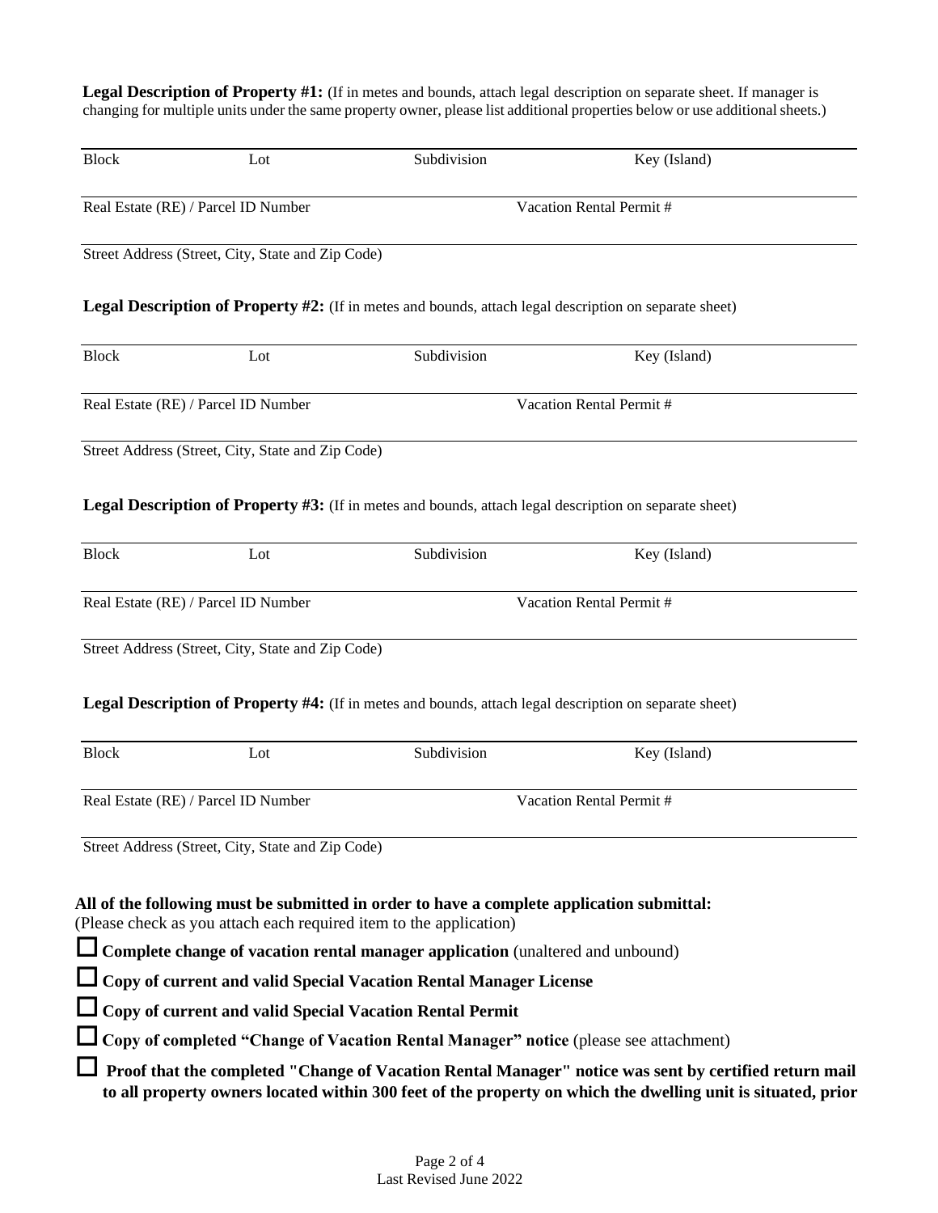**Legal Description of Property #1:** (If in metes and bounds, attach legal description on separate sheet. If manager is changing for multiple units under the same property owner, please list additional properties below or use additional sheets.)

Block Lot Subdivision Key (Island)

Real Estate (RE) / Parcel ID Number Vacation Rental Permit #

Street Address (Street, City, State and Zip Code)

**Legal Description of Property #2:** (If in metes and bounds, attach legal description on separate sheet)

Block Lot Subdivision Key (Island)

Real Estate (RE) / Parcel ID Number Vacation Rental Permit #

Street Address (Street, City, State and Zip Code)

**Legal Description of Property #3:** (If in metes and bounds, attach legal description on separate sheet)

Block Lot Subdivision Key (Island)

Real Estate (RE) / Parcel ID Number Vacation Rental Permit #

Street Address (Street, City, State and Zip Code)

**Legal Description of Property #4:** (If in metes and bounds, attach legal description on separate sheet)

Block Lot Subdivision Key (Island)

Real Estate (RE) / Parcel ID Number Vacation Rental Permit #

Street Address (Street, City, State and Zip Code)

**All of the following must be submitted in order to have a complete application submittal:**
(Please check as you attach each required item to the application)

- ☐ **Complete change of vacation rental manager application** (unaltered and unbound)
- ☐ **Copy of current and valid Special Vacation Rental Manager License**
- ☐ **Copy of current and valid Special Vacation Rental Permit**
- ☐ **Copy of completed "Change of Vacation Rental Manager" notice** (please see attachment)
- ☐ **Proof that the completed "Change of Vacation Rental Manager" notice was sent by certified return mail to all property owners located within 300 feet of the property on which the dwelling unit is situated, prior**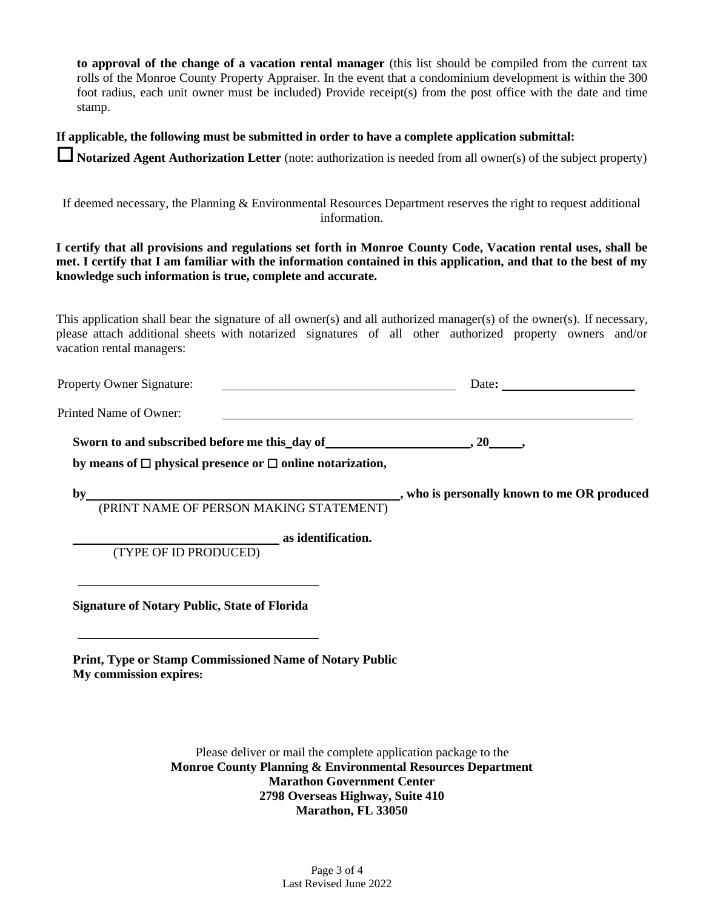**to approval of the change of a vacation rental manager** (this list should be compiled from the current tax rolls of the Monroe County Property Appraiser. In the event that a condominium development is within the 300 foot radius, each unit owner must be included) Provide receipt(s) from the post office with the date and time stamp.

**If applicable, the following must be submitted in order to have a complete application submittal:**

☐ **Notarized Agent Authorization Letter** (note: authorization is needed from all owner(s) of the subject property)

If deemed necessary, the Planning & Environmental Resources Department reserves the right to request additional information.

**I certify that all provisions and regulations set forth in Monroe County Code, Vacation rental uses, shall be met. I certify that I am familiar with the information contained in this application, and that to the best of my knowledge such information is true, complete and accurate.**

This application shall bear the signature of all owner(s) and all authorized manager(s) of the owner(s). If necessary, please attach additional sheets with notarized signatures of all other authorized property owners and/or vacation rental managers:

Property Owner Signature: ______________________________ Date: ____________________

Printed Name of Owner: ______________________________________________________

**Sworn to and subscribed before me this\_day of\_\_\_\_\_\_\_\_\_\_\_\_\_\_\_\_\_\_\_\_, 20\_\_\_\_,**

**by means of ☐ physical presence or ☐ online notarization,**

**by** ______________________________________________, **who is personally known to me OR produced**
(PRINT NAME OF PERSON MAKING STATEMENT)

______________________________ **as identification.**
(TYPE OF ID PRODUCED)

______________________________

**Signature of Notary Public, State of Florida**

______________________________

**Print, Type or Stamp Commissioned Name of Notary Public**
**My commission expires:**

Please deliver or mail the complete application package to the
**Monroe County Planning & Environmental Resources Department**
**Marathon Government Center**
**2798 Overseas Highway, Suite 410**
**Marathon, FL 33050**

Last Revised June 2022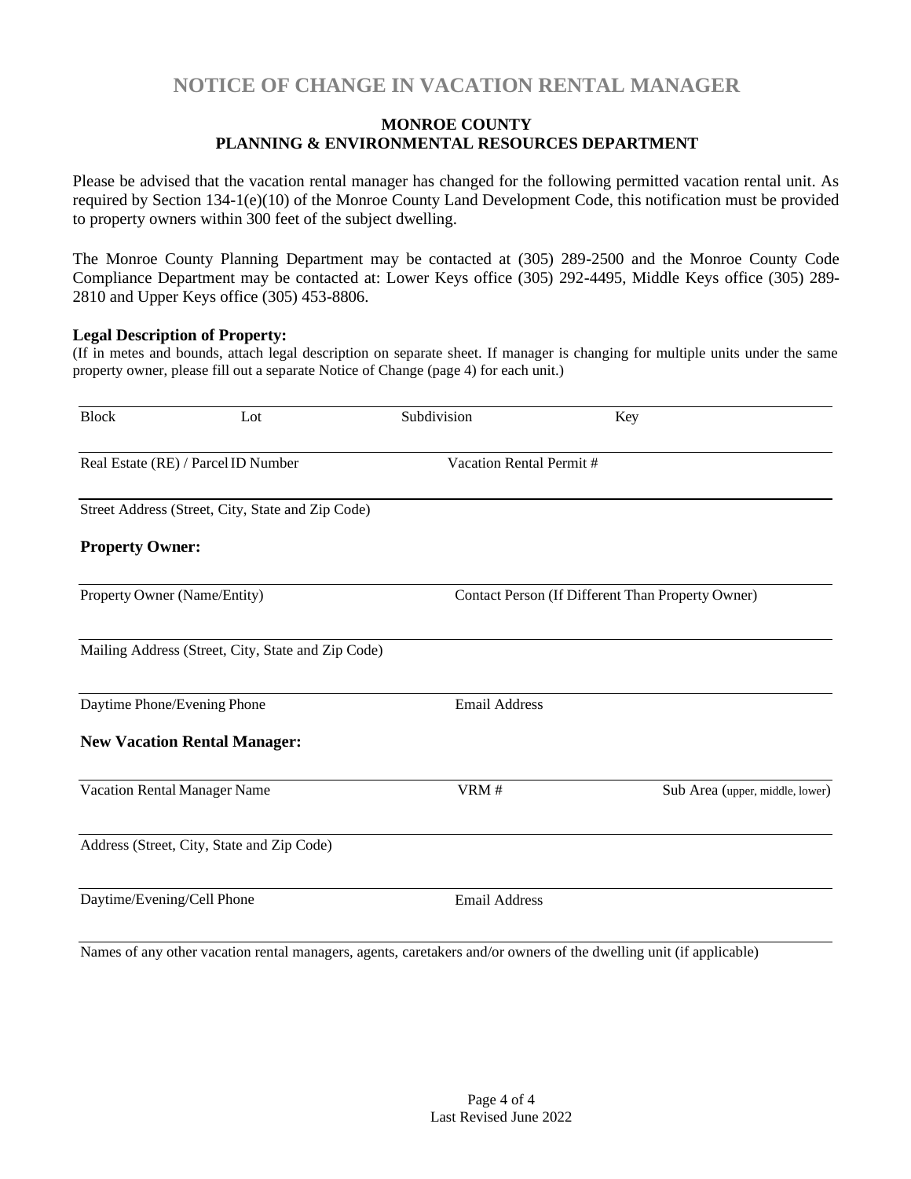# NOTICE OF CHANGE IN VACATION RENTAL MANAGER

**MONROE COUNTY**
**PLANNING & ENVIRONMENTAL RESOURCES DEPARTMENT**

Please be advised that the vacation rental manager has changed for the following permitted vacation rental unit. As required by Section 134-1(e)(10) of the Monroe County Land Development Code, this notification must be provided to property owners within 300 feet of the subject dwelling.

The Monroe County Planning Department may be contacted at (305) 289-2500 and the Monroe County Code Compliance Department may be contacted at: Lower Keys office (305) 292-4495, Middle Keys office (305) 289-2810 and Upper Keys office (305) 453-8806.

**Legal Description of Property:**
(If in metes and bounds, attach legal description on separate sheet. If manager is changing for multiple units under the same property owner, please fill out a separate Notice of Change (page 4) for each unit.)

______________________________________________
Block &nbsp;&nbsp;&nbsp; Lot &nbsp;&nbsp;&nbsp; Subdivision &nbsp;&nbsp;&nbsp; Key

______________________________________________
Real Estate (RE) / Parcel ID Number &nbsp;&nbsp;&nbsp; Vacation Rental Permit #

______________________________________________
Street Address (Street, City, State and Zip Code)

**Property Owner:**

______________________________________________
Property Owner (Name/Entity) &nbsp;&nbsp;&nbsp; Contact Person (If Different Than Property Owner)

______________________________________________
Mailing Address (Street, City, State and Zip Code)

______________________________________________
Daytime Phone/Evening Phone &nbsp;&nbsp;&nbsp; Email Address

**New Vacation Rental Manager:**

______________________________________________
Vacation Rental Manager Name &nbsp;&nbsp;&nbsp; VRM # &nbsp;&nbsp;&nbsp; Sub Area (upper, middle, lower)

______________________________________________
Address (Street, City, State and Zip Code)

______________________________________________
Daytime/Evening/Cell Phone &nbsp;&nbsp;&nbsp; Email Address

______________________________________________
Names of any other vacation rental managers, agents, caretakers and/or owners of the dwelling unit (if applicable)

Last Revised June 2022